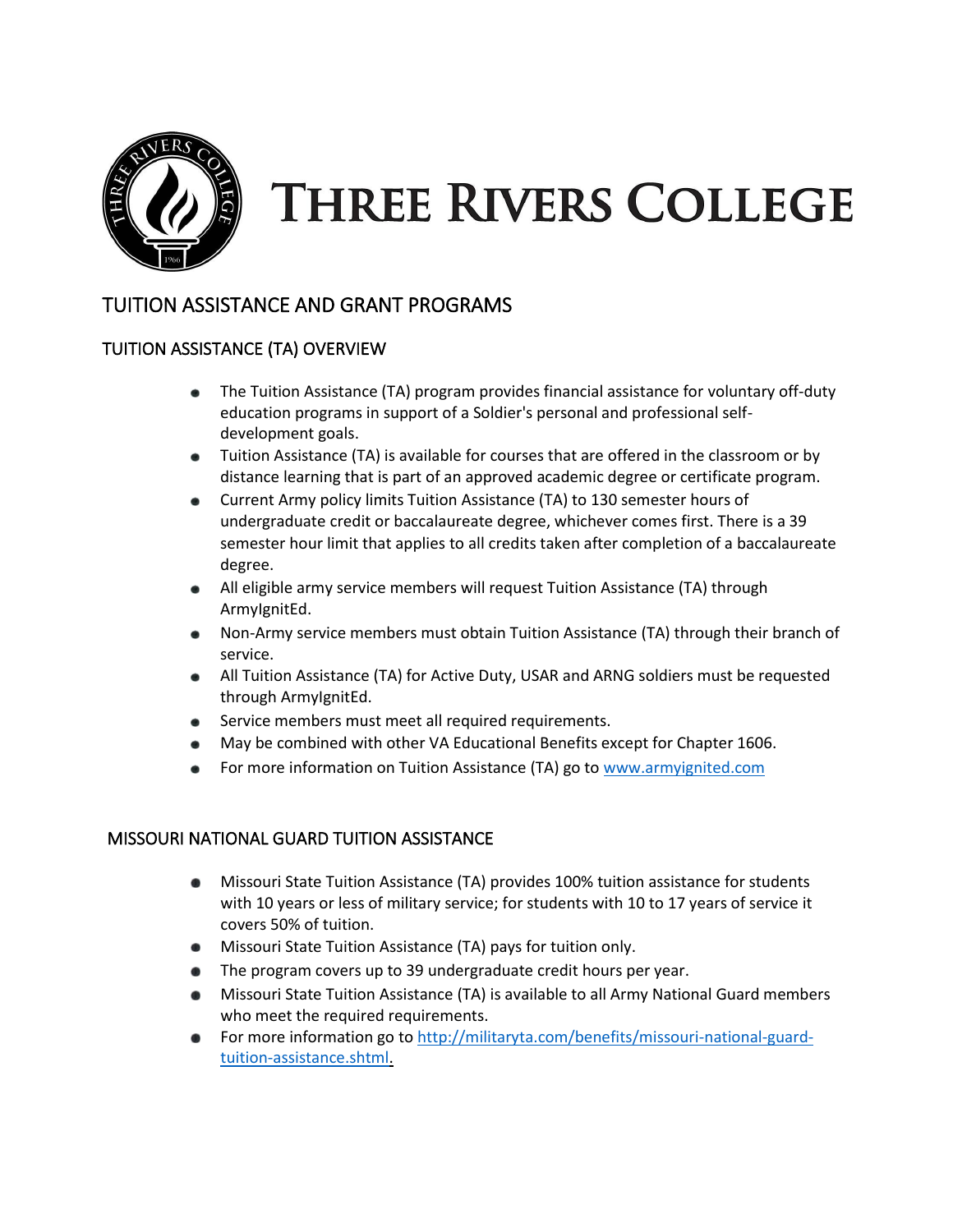# THREE RIVERS COLLEGE

## TUITION ASSISTANCE AND GRANT PROGRAMS

### TUITION ASSISTANCE (TA) OVERVIEW

- The Tuition Assistance (TA) program provides financial assistance for voluntary off-duty education programs in support of a Soldier's personal and professional self-development goals.
- Tuition Assistance (TA) is available for courses that are offered in the classroom or by distance learning that is part of an approved academic degree or certificate program.
- Current Army policy limits Tuition Assistance (TA) to 130 semester hours of undergraduate credit or baccalaureate degree, whichever comes first. There is a 39 semester hour limit that applies to all credits taken after completion of a baccalaureate degree.
- All eligible army service members will request Tuition Assistance (TA) through ArmyIgnitEd.
- Non-Army service members must obtain Tuition Assistance (TA) through their branch of service.
- All Tuition Assistance (TA) for Active Duty, USAR and ARNG soldiers must be requested through ArmyIgnitEd.
- Service members must meet all required requirements.
- May be combined with other VA Educational Benefits except for Chapter 1606.
- For more information on Tuition Assistance (TA) go to [www.armyignited.com](www.armyignited.com)

### MISSOURI NATIONAL GUARD TUITION ASSISTANCE

- Missouri State Tuition Assistance (TA) provides 100% tuition assistance for students with 10 years or less of military service; for students with 10 to 17 years of service it covers 50% of tuition.
- Missouri State Tuition Assistance (TA) pays for tuition only.
- The program covers up to 39 undergraduate credit hours per year.
- Missouri State Tuition Assistance (TA) is available to all Army National Guard members who meet the required requirements.
- For more information go to [http://militaryta.com/benefits/missouri-national-guard-tuition-assistance.shtml](http://militaryta.com/benefits/missouri-national-guard-tuition-assistance.shtml).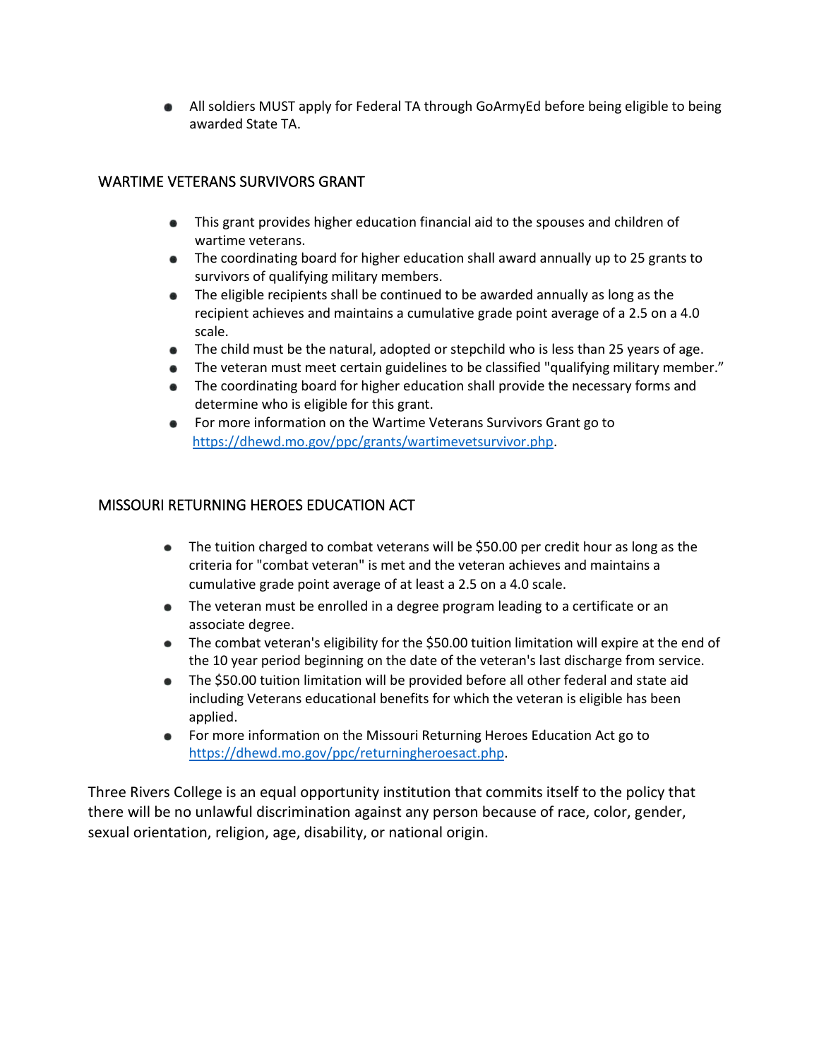- All soldiers MUST apply for Federal TA through GoArmyEd before being eligible to being awarded State TA.

## WARTIME VETERANS SURVIVORS GRANT

- This grant provides higher education financial aid to the spouses and children of wartime veterans.
- The coordinating board for higher education shall award annually up to 25 grants to survivors of qualifying military members.
- The eligible recipients shall be continued to be awarded annually as long as the recipient achieves and maintains a cumulative grade point average of a 2.5 on a 4.0 scale.
- The child must be the natural, adopted or stepchild who is less than 25 years of age.
- The veteran must meet certain guidelines to be classified "qualifying military member."
- The coordinating board for higher education shall provide the necessary forms and determine who is eligible for this grant.
- For more information on the Wartime Veterans Survivors Grant go to [https://dhewd.mo.gov/ppc/grants/wartimevetsurvivor.php](https://dhewd.mo.gov/ppc/grants/wartimevetsurvivor.php).

## MISSOURI RETURNING HEROES EDUCATION ACT

- The tuition charged to combat veterans will be $50.00 per credit hour as long as the criteria for "combat veteran" is met and the veteran achieves and maintains a cumulative grade point average of at least a 2.5 on a 4.0 scale.
- The veteran must be enrolled in a degree program leading to a certificate or an associate degree.
- The combat veteran's eligibility for the $50.00 tuition limitation will expire at the end of the 10 year period beginning on the date of the veteran's last discharge from service.
- The $50.00 tuition limitation will be provided before all other federal and state aid including Veterans educational benefits for which the veteran is eligible has been applied.
- For more information on the Missouri Returning Heroes Education Act go to [https://dhewd.mo.gov/ppc/returningheroesact.php](https://dhewd.mo.gov/ppc/returningheroesact.php).

Three Rivers College is an equal opportunity institution that commits itself to the policy that there will be no unlawful discrimination against any person because of race, color, gender, sexual orientation, religion, age, disability, or national origin.